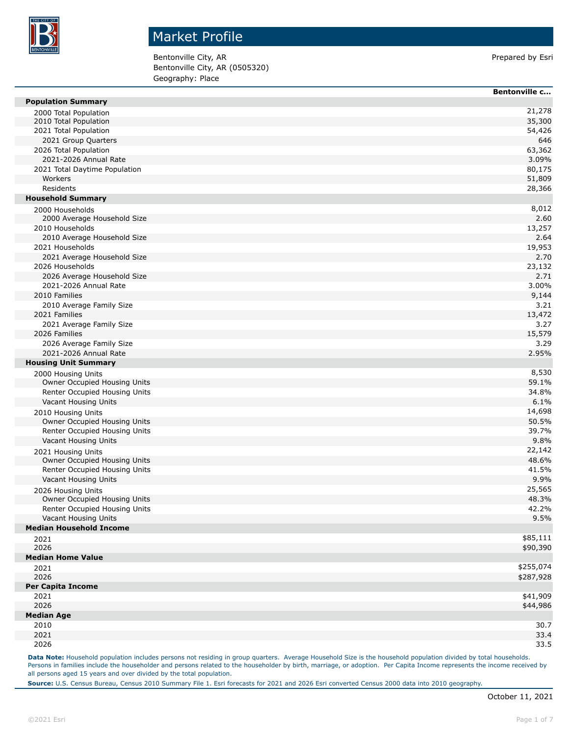# Market Profile

Bentonville City, AR
Bentonville City, AR (0505320)
Geography: Place

Prepared by Esri

| | Bentonville c... |
|---|---|
| **Population Summary** | |
| 2000 Total Population | 21,278 |
| 2010 Total Population | 35,300 |
| 2021 Total Population | 54,426 |
| 2021 Group Quarters | 646 |
| 2026 Total Population | 63,362 |
| 2021-2026 Annual Rate | 3.09% |
| 2021 Total Daytime Population | 80,175 |
| Workers | 51,809 |
| Residents | 28,366 |
| **Household Summary** | |
| 2000 Households | 8,012 |
| 2000 Average Household Size | 2.60 |
| 2010 Households | 13,257 |
| 2010 Average Household Size | 2.64 |
| 2021 Households | 19,953 |
| 2021 Average Household Size | 2.70 |
| 2026 Households | 23,132 |
| 2026 Average Household Size | 2.71 |
| 2021-2026 Annual Rate | 3.00% |
| 2010 Families | 9,144 |
| 2010 Average Family Size | 3.21 |
| 2021 Families | 13,472 |
| 2021 Average Family Size | 3.27 |
| 2026 Families | 15,579 |
| 2026 Average Family Size | 3.29 |
| 2021-2026 Annual Rate | 2.95% |
| **Housing Unit Summary** | |
| 2000 Housing Units | 8,530 |
| Owner Occupied Housing Units | 59.1% |
| Renter Occupied Housing Units | 34.8% |
| Vacant Housing Units | 6.1% |
| 2010 Housing Units | 14,698 |
| Owner Occupied Housing Units | 50.5% |
| Renter Occupied Housing Units | 39.7% |
| Vacant Housing Units | 9.8% |
| 2021 Housing Units | 22,142 |
| Owner Occupied Housing Units | 48.6% |
| Renter Occupied Housing Units | 41.5% |
| Vacant Housing Units | 9.9% |
| 2026 Housing Units | 25,565 |
| Owner Occupied Housing Units | 48.3% |
| Renter Occupied Housing Units | 42.2% |
| Vacant Housing Units | 9.5% |
| **Median Household Income** | |
| 2021 | $85,111 |
| 2026 | $90,390 |
| **Median Home Value** | |
| 2021 | $255,074 |
| 2026 | $287,928 |
| **Per Capita Income** | |
| 2021 | $41,909 |
| 2026 | $44,986 |
| **Median Age** | |
| 2010 | 30.7 |
| 2021 | 33.4 |
| 2026 | 33.5 |

**Data Note:** Household population includes persons not residing in group quarters. Average Household Size is the household population divided by total households. Persons in families include the householder and persons related to the householder by birth, marriage, or adoption. Per Capita Income represents the income received by all persons aged 15 years and over divided by the total population.

**Source:** U.S. Census Bureau, Census 2010 Summary File 1. Esri forecasts for 2021 and 2026 Esri converted Census 2000 data into 2010 geography.

October 11, 2021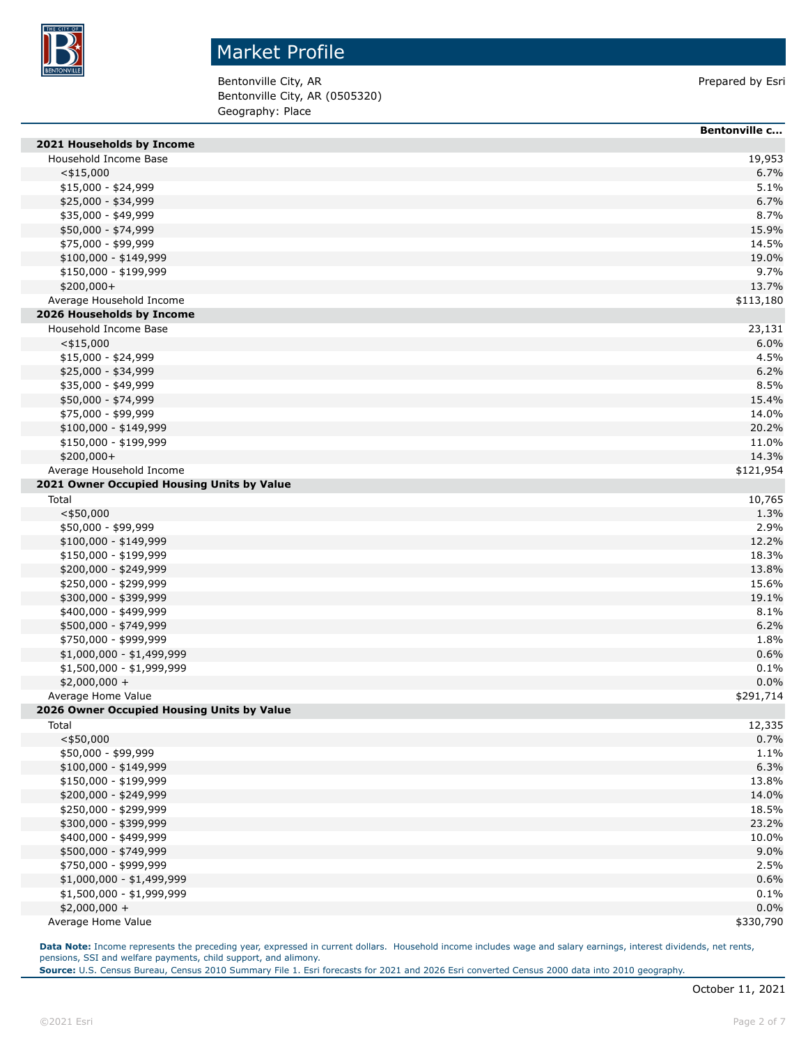# Market Profile

Bentonville City, AR
Bentonville City, AR (0505320)
Geography: Place

Prepared by Esri

| | Bentonville c... |
|---|---|
| **2021 Households by Income** | |
| Household Income Base | 19,953 |
| <$15,000 | 6.7% |
| $15,000 - $24,999 | 5.1% |
| $25,000 - $34,999 | 6.7% |
| $35,000 - $49,999 | 8.7% |
| $50,000 - $74,999 | 15.9% |
| $75,000 - $99,999 | 14.5% |
| $100,000 - $149,999 | 19.0% |
| $150,000 - $199,999 | 9.7% |
| $200,000+ | 13.7% |
| Average Household Income | $113,180 |
| **2026 Households by Income** | |
| Household Income Base | 23,131 |
| <$15,000 | 6.0% |
| $15,000 - $24,999 | 4.5% |
| $25,000 - $34,999 | 6.2% |
| $35,000 - $49,999 | 8.5% |
| $50,000 - $74,999 | 15.4% |
| $75,000 - $99,999 | 14.0% |
| $100,000 - $149,999 | 20.2% |
| $150,000 - $199,999 | 11.0% |
| $200,000+ | 14.3% |
| Average Household Income | $121,954 |
| **2021 Owner Occupied Housing Units by Value** | |
| Total | 10,765 |
| <$50,000 | 1.3% |
| $50,000 - $99,999 | 2.9% |
| $100,000 - $149,999 | 12.2% |
| $150,000 - $199,999 | 18.3% |
| $200,000 - $249,999 | 13.8% |
| $250,000 - $299,999 | 15.6% |
| $300,000 - $399,999 | 19.1% |
| $400,000 - $499,999 | 8.1% |
| $500,000 - $749,999 | 6.2% |
| $750,000 - $999,999 | 1.8% |
| $1,000,000 - $1,499,999 | 0.6% |
| $1,500,000 - $1,999,999 | 0.1% |
| $2,000,000 + | 0.0% |
| Average Home Value | $291,714 |
| **2026 Owner Occupied Housing Units by Value** | |
| Total | 12,335 |
| <$50,000 | 0.7% |
| $50,000 - $99,999 | 1.1% |
| $100,000 - $149,999 | 6.3% |
| $150,000 - $199,999 | 13.8% |
| $200,000 - $249,999 | 14.0% |
| $250,000 - $299,999 | 18.5% |
| $300,000 - $399,999 | 23.2% |
| $400,000 - $499,999 | 10.0% |
| $500,000 - $749,999 | 9.0% |
| $750,000 - $999,999 | 2.5% |
| $1,000,000 - $1,499,999 | 0.6% |
| $1,500,000 - $1,999,999 | 0.1% |
| $2,000,000 + | 0.0% |
| Average Home Value | $330,790 |

**Data Note:** Income represents the preceding year, expressed in current dollars. Household income includes wage and salary earnings, interest dividends, net rents, pensions, SSI and welfare payments, child support, and alimony.
**Source:** U.S. Census Bureau, Census 2010 Summary File 1. Esri forecasts for 2021 and 2026 Esri converted Census 2000 data into 2010 geography.

October 11, 2021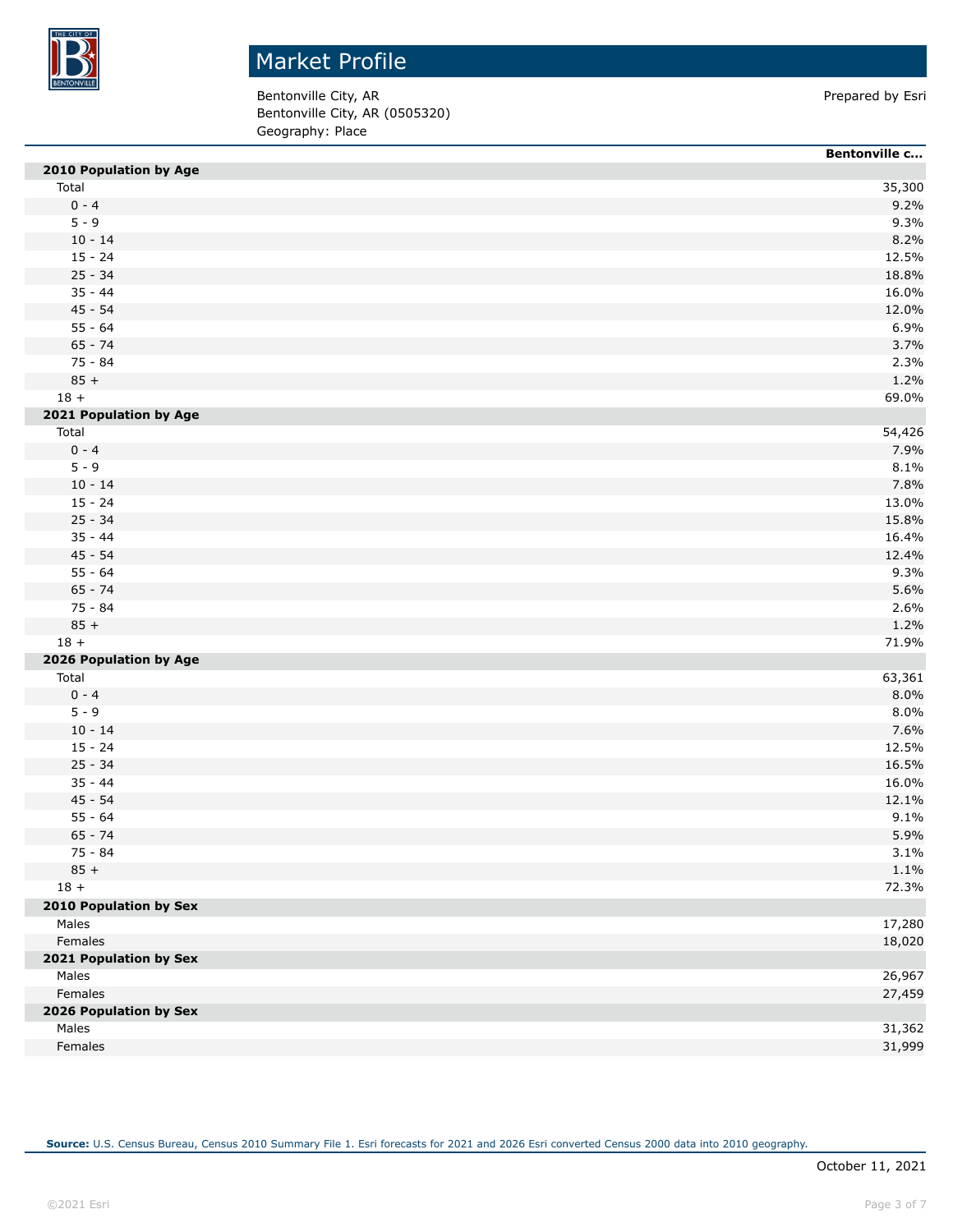# Market Profile

Bentonville City, AR
Bentonville City, AR (0505320)
Geography: Place

Prepared by Esri

| | Bentonville c... |
|---|---|
| **2010 Population by Age** | |
| Total | 35,300 |
| 0 - 4 | 9.2% |
| 5 - 9 | 9.3% |
| 10 - 14 | 8.2% |
| 15 - 24 | 12.5% |
| 25 - 34 | 18.8% |
| 35 - 44 | 16.0% |
| 45 - 54 | 12.0% |
| 55 - 64 | 6.9% |
| 65 - 74 | 3.7% |
| 75 - 84 | 2.3% |
| 85 + | 1.2% |
| 18 + | 69.0% |
| **2021 Population by Age** | |
| Total | 54,426 |
| 0 - 4 | 7.9% |
| 5 - 9 | 8.1% |
| 10 - 14 | 7.8% |
| 15 - 24 | 13.0% |
| 25 - 34 | 15.8% |
| 35 - 44 | 16.4% |
| 45 - 54 | 12.4% |
| 55 - 64 | 9.3% |
| 65 - 74 | 5.6% |
| 75 - 84 | 2.6% |
| 85 + | 1.2% |
| 18 + | 71.9% |
| **2026 Population by Age** | |
| Total | 63,361 |
| 0 - 4 | 8.0% |
| 5 - 9 | 8.0% |
| 10 - 14 | 7.6% |
| 15 - 24 | 12.5% |
| 25 - 34 | 16.5% |
| 35 - 44 | 16.0% |
| 45 - 54 | 12.1% |
| 55 - 64 | 9.1% |
| 65 - 74 | 5.9% |
| 75 - 84 | 3.1% |
| 85 + | 1.1% |
| 18 + | 72.3% |
| **2010 Population by Sex** | |
| Males | 17,280 |
| Females | 18,020 |
| **2021 Population by Sex** | |
| Males | 26,967 |
| Females | 27,459 |
| **2026 Population by Sex** | |
| Males | 31,362 |
| Females | 31,999 |

**Source:** U.S. Census Bureau, Census 2010 Summary File 1. Esri forecasts for 2021 and 2026 Esri converted Census 2000 data into 2010 geography.

October 11, 2021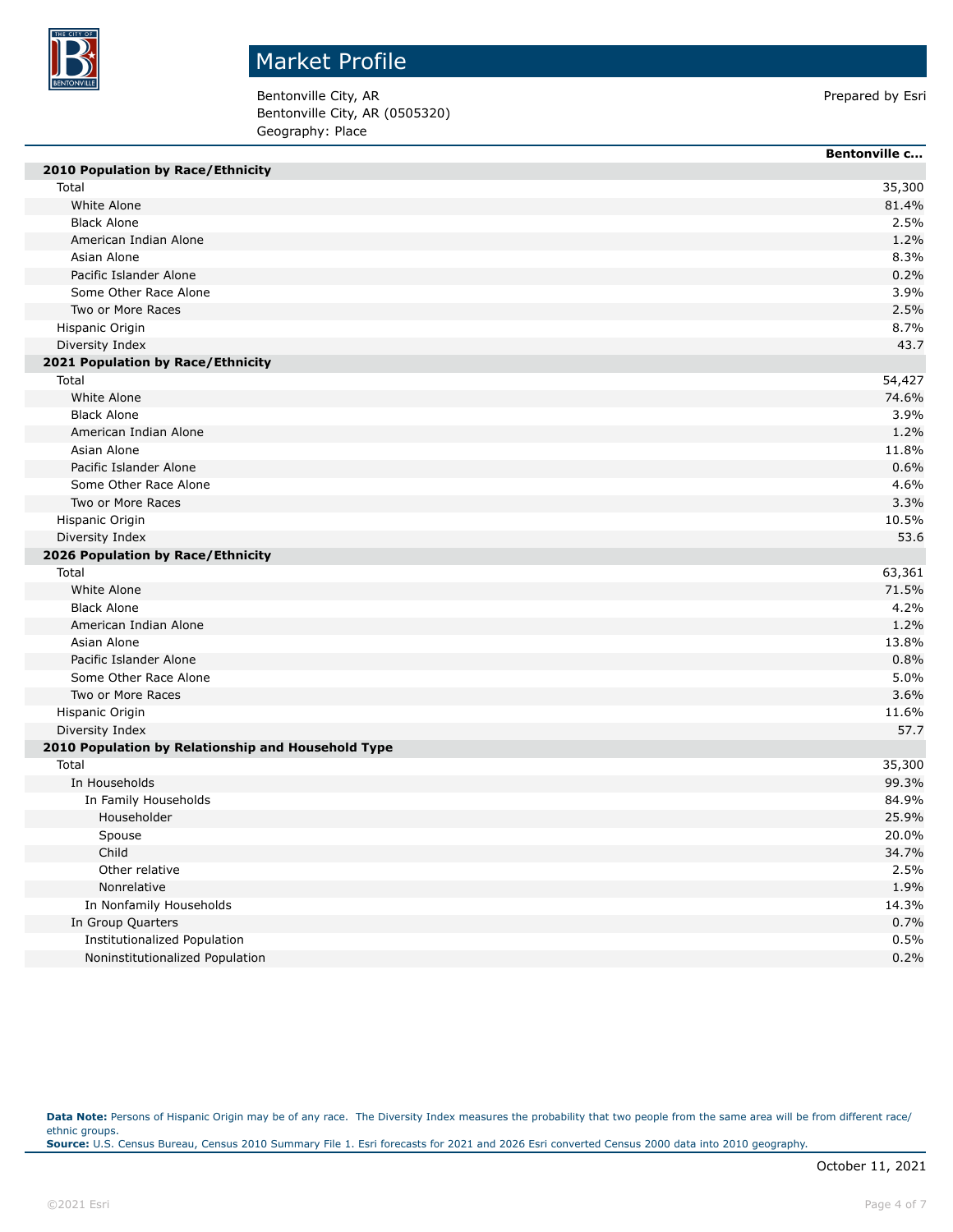# Market Profile

Bentonville City, AR
Bentonville City, AR (0505320)
Geography: Place

Prepared by Esri

| | Bentonville c... |
|---|---|
| **2010 Population by Race/Ethnicity** | |
| Total | 35,300 |
| White Alone | 81.4% |
| Black Alone | 2.5% |
| American Indian Alone | 1.2% |
| Asian Alone | 8.3% |
| Pacific Islander Alone | 0.2% |
| Some Other Race Alone | 3.9% |
| Two or More Races | 2.5% |
| Hispanic Origin | 8.7% |
| Diversity Index | 43.7 |
| **2021 Population by Race/Ethnicity** | |
| Total | 54,427 |
| White Alone | 74.6% |
| Black Alone | 3.9% |
| American Indian Alone | 1.2% |
| Asian Alone | 11.8% |
| Pacific Islander Alone | 0.6% |
| Some Other Race Alone | 4.6% |
| Two or More Races | 3.3% |
| Hispanic Origin | 10.5% |
| Diversity Index | 53.6 |
| **2026 Population by Race/Ethnicity** | |
| Total | 63,361 |
| White Alone | 71.5% |
| Black Alone | 4.2% |
| American Indian Alone | 1.2% |
| Asian Alone | 13.8% |
| Pacific Islander Alone | 0.8% |
| Some Other Race Alone | 5.0% |
| Two or More Races | 3.6% |
| Hispanic Origin | 11.6% |
| Diversity Index | 57.7 |
| **2010 Population by Relationship and Household Type** | |
| Total | 35,300 |
| In Households | 99.3% |
| In Family Households | 84.9% |
| Householder | 25.9% |
| Spouse | 20.0% |
| Child | 34.7% |
| Other relative | 2.5% |
| Nonrelative | 1.9% |
| In Nonfamily Households | 14.3% |
| In Group Quarters | 0.7% |
| Institutionalized Population | 0.5% |
| Noninstitutionalized Population | 0.2% |

**Data Note:** Persons of Hispanic Origin may be of any race. The Diversity Index measures the probability that two people from the same area will be from different race/ethnic groups.
**Source:** U.S. Census Bureau, Census 2010 Summary File 1. Esri forecasts for 2021 and 2026 Esri converted Census 2000 data into 2010 geography.

October 11, 2021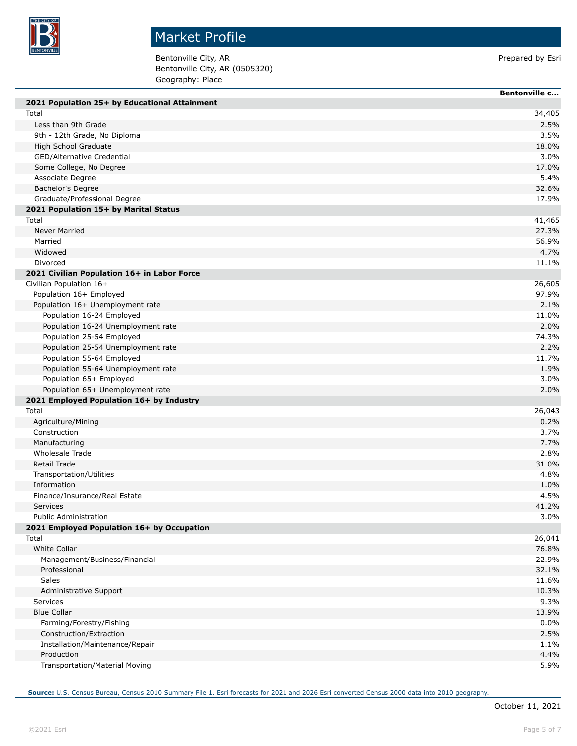# Market Profile

Bentonville City, AR
Bentonville City, AR (0505320)
Geography: Place

Prepared by Esri

| | Bentonville c... |
|---|---|
| **2021 Population 25+ by Educational Attainment** | |
| Total | 34,405 |
| Less than 9th Grade | 2.5% |
| 9th - 12th Grade, No Diploma | 3.5% |
| High School Graduate | 18.0% |
| GED/Alternative Credential | 3.0% |
| Some College, No Degree | 17.0% |
| Associate Degree | 5.4% |
| Bachelor's Degree | 32.6% |
| Graduate/Professional Degree | 17.9% |
| **2021 Population 15+ by Marital Status** | |
| Total | 41,465 |
| Never Married | 27.3% |
| Married | 56.9% |
| Widowed | 4.7% |
| Divorced | 11.1% |
| **2021 Civilian Population 16+ in Labor Force** | |
| Civilian Population 16+ | 26,605 |
| Population 16+ Employed | 97.9% |
| Population 16+ Unemployment rate | 2.1% |
| Population 16-24 Employed | 11.0% |
| Population 16-24 Unemployment rate | 2.0% |
| Population 25-54 Employed | 74.3% |
| Population 25-54 Unemployment rate | 2.2% |
| Population 55-64 Employed | 11.7% |
| Population 55-64 Unemployment rate | 1.9% |
| Population 65+ Employed | 3.0% |
| Population 65+ Unemployment rate | 2.0% |
| **2021 Employed Population 16+ by Industry** | |
| Total | 26,043 |
| Agriculture/Mining | 0.2% |
| Construction | 3.7% |
| Manufacturing | 7.7% |
| Wholesale Trade | 2.8% |
| Retail Trade | 31.0% |
| Transportation/Utilities | 4.8% |
| Information | 1.0% |
| Finance/Insurance/Real Estate | 4.5% |
| Services | 41.2% |
| Public Administration | 3.0% |
| **2021 Employed Population 16+ by Occupation** | |
| Total | 26,041 |
| White Collar | 76.8% |
| Management/Business/Financial | 22.9% |
| Professional | 32.1% |
| Sales | 11.6% |
| Administrative Support | 10.3% |
| Services | 9.3% |
| Blue Collar | 13.9% |
| Farming/Forestry/Fishing | 0.0% |
| Construction/Extraction | 2.5% |
| Installation/Maintenance/Repair | 1.1% |
| Production | 4.4% |
| Transportation/Material Moving | 5.9% |

**Source:** U.S. Census Bureau, Census 2010 Summary File 1. Esri forecasts for 2021 and 2026 Esri converted Census 2000 data into 2010 geography.

October 11, 2021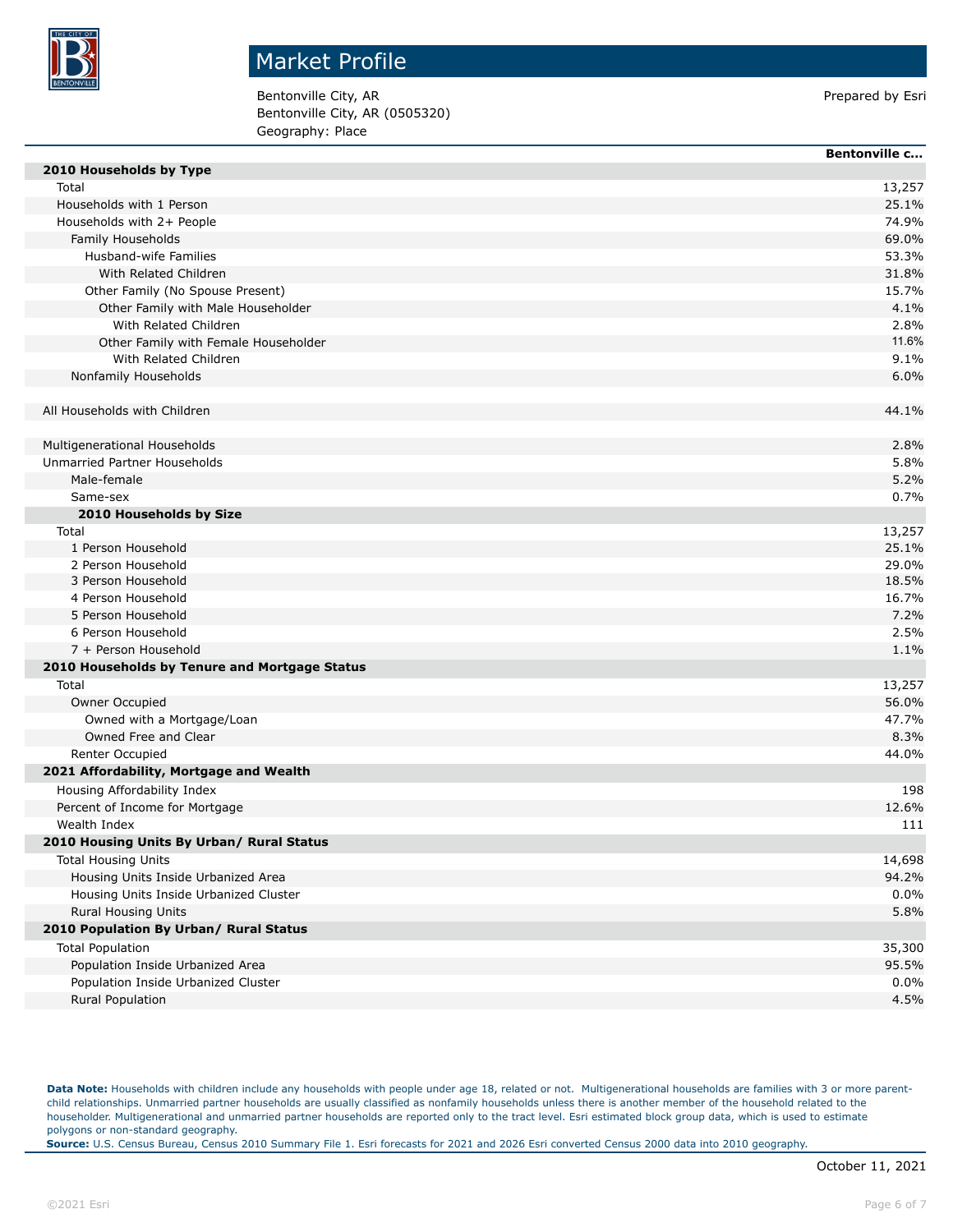# Market Profile

Bentonville City, AR
Bentonville City, AR (0505320)
Geography: Place

Prepared by Esri

| | Bentonville c... |
|---|---|
| **2010 Households by Type** | |
| Total | 13,257 |
| Households with 1 Person | 25.1% |
| Households with 2+ People | 74.9% |
| Family Households | 69.0% |
| Husband-wife Families | 53.3% |
| With Related Children | 31.8% |
| Other Family (No Spouse Present) | 15.7% |
| Other Family with Male Householder | 4.1% |
| With Related Children | 2.8% |
| Other Family with Female Householder | 11.6% |
| With Related Children | 9.1% |
| Nonfamily Households | 6.0% |
| | |
| All Households with Children | 44.1% |
| | |
| Multigenerational Households | 2.8% |
| Unmarried Partner Households | 5.8% |
| Male-female | 5.2% |
| Same-sex | 0.7% |
| **2010 Households by Size** | |
| Total | 13,257 |
| 1 Person Household | 25.1% |
| 2 Person Household | 29.0% |
| 3 Person Household | 18.5% |
| 4 Person Household | 16.7% |
| 5 Person Household | 7.2% |
| 6 Person Household | 2.5% |
| 7 + Person Household | 1.1% |
| **2010 Households by Tenure and Mortgage Status** | |
| Total | 13,257 |
| Owner Occupied | 56.0% |
| Owned with a Mortgage/Loan | 47.7% |
| Owned Free and Clear | 8.3% |
| Renter Occupied | 44.0% |
| **2021 Affordability, Mortgage and Wealth** | |
| Housing Affordability Index | 198 |
| Percent of Income for Mortgage | 12.6% |
| Wealth Index | 111 |
| **2010 Housing Units By Urban/ Rural Status** | |
| Total Housing Units | 14,698 |
| Housing Units Inside Urbanized Area | 94.2% |
| Housing Units Inside Urbanized Cluster | 0.0% |
| Rural Housing Units | 5.8% |
| **2010 Population By Urban/ Rural Status** | |
| Total Population | 35,300 |
| Population Inside Urbanized Area | 95.5% |
| Population Inside Urbanized Cluster | 0.0% |
| Rural Population | 4.5% |

**Data Note:** Households with children include any households with people under age 18, related or not. Multigenerational households are families with 3 or more parent-child relationships. Unmarried partner households are usually classified as nonfamily households unless there is another member of the household related to the householder. Multigenerational and unmarried partner households are reported only to the tract level. Esri estimated block group data, which is used to estimate polygons or non-standard geography.
**Source:** U.S. Census Bureau, Census 2010 Summary File 1. Esri forecasts for 2021 and 2026 Esri converted Census 2000 data into 2010 geography.

October 11, 2021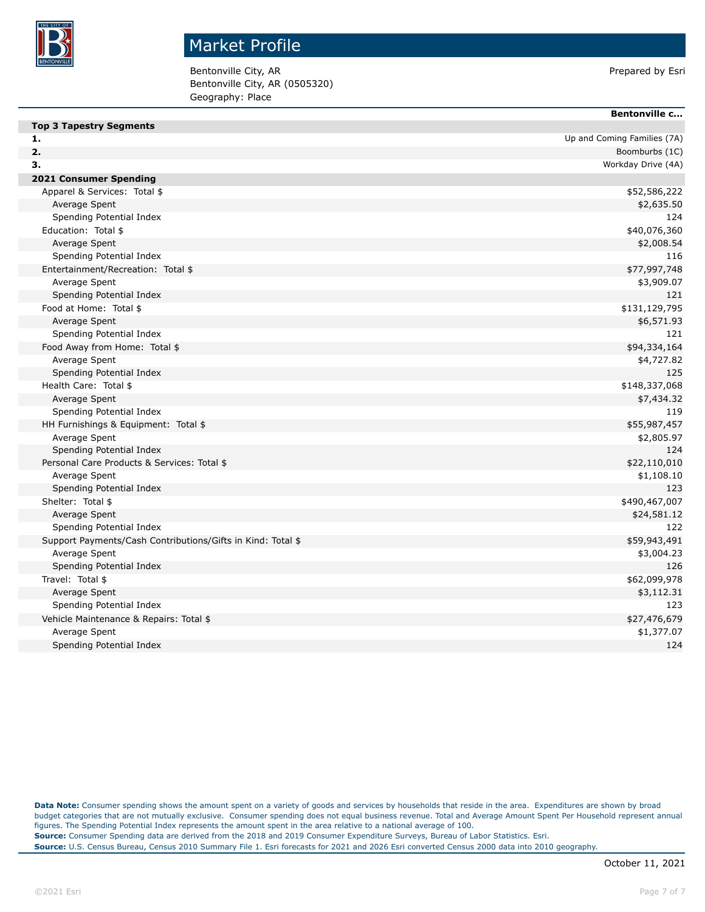# Market Profile

Bentonville City, AR
Bentonville City, AR (0505320)
Geography: Place

Prepared by Esri

| | Bentonville c... |
|---|---|
| **Top 3 Tapestry Segments** | |
| **1.** | Up and Coming Families (7A) |
| **2.** | Boomburbs (1C) |
| **3.** | Workday Drive (4A) |
| **2021 Consumer Spending** | |
| Apparel & Services: Total $ | $52,586,222 |
| Average Spent | $2,635.50 |
| Spending Potential Index | 124 |
| Education: Total $ | $40,076,360 |
| Average Spent | $2,008.54 |
| Spending Potential Index | 116 |
| Entertainment/Recreation: Total $ | $77,997,748 |
| Average Spent | $3,909.07 |
| Spending Potential Index | 121 |
| Food at Home: Total $ | $131,129,795 |
| Average Spent | $6,571.93 |
| Spending Potential Index | 121 |
| Food Away from Home: Total $ | $94,334,164 |
| Average Spent | $4,727.82 |
| Spending Potential Index | 125 |
| Health Care: Total $ | $148,337,068 |
| Average Spent | $7,434.32 |
| Spending Potential Index | 119 |
| HH Furnishings & Equipment: Total $ | $55,987,457 |
| Average Spent | $2,805.97 |
| Spending Potential Index | 124 |
| Personal Care Products & Services: Total $ | $22,110,010 |
| Average Spent | $1,108.10 |
| Spending Potential Index | 123 |
| Shelter: Total $ | $490,467,007 |
| Average Spent | $24,581.12 |
| Spending Potential Index | 122 |
| Support Payments/Cash Contributions/Gifts in Kind: Total $ | $59,943,491 |
| Average Spent | $3,004.23 |
| Spending Potential Index | 126 |
| Travel: Total $ | $62,099,978 |
| Average Spent | $3,112.31 |
| Spending Potential Index | 123 |
| Vehicle Maintenance & Repairs: Total $ | $27,476,679 |
| Average Spent | $1,377.07 |
| Spending Potential Index | 124 |

**Data Note:** Consumer spending shows the amount spent on a variety of goods and services by households that reside in the area. Expenditures are shown by broad budget categories that are not mutually exclusive. Consumer spending does not equal business revenue. Total and Average Amount Spent Per Household represent annual figures. The Spending Potential Index represents the amount spent in the area relative to a national average of 100.
**Source:** Consumer Spending data are derived from the 2018 and 2019 Consumer Expenditure Surveys, Bureau of Labor Statistics. Esri.
**Source:** U.S. Census Bureau, Census 2010 Summary File 1. Esri forecasts for 2021 and 2026 Esri converted Census 2000 data into 2010 geography.

October 11, 2021